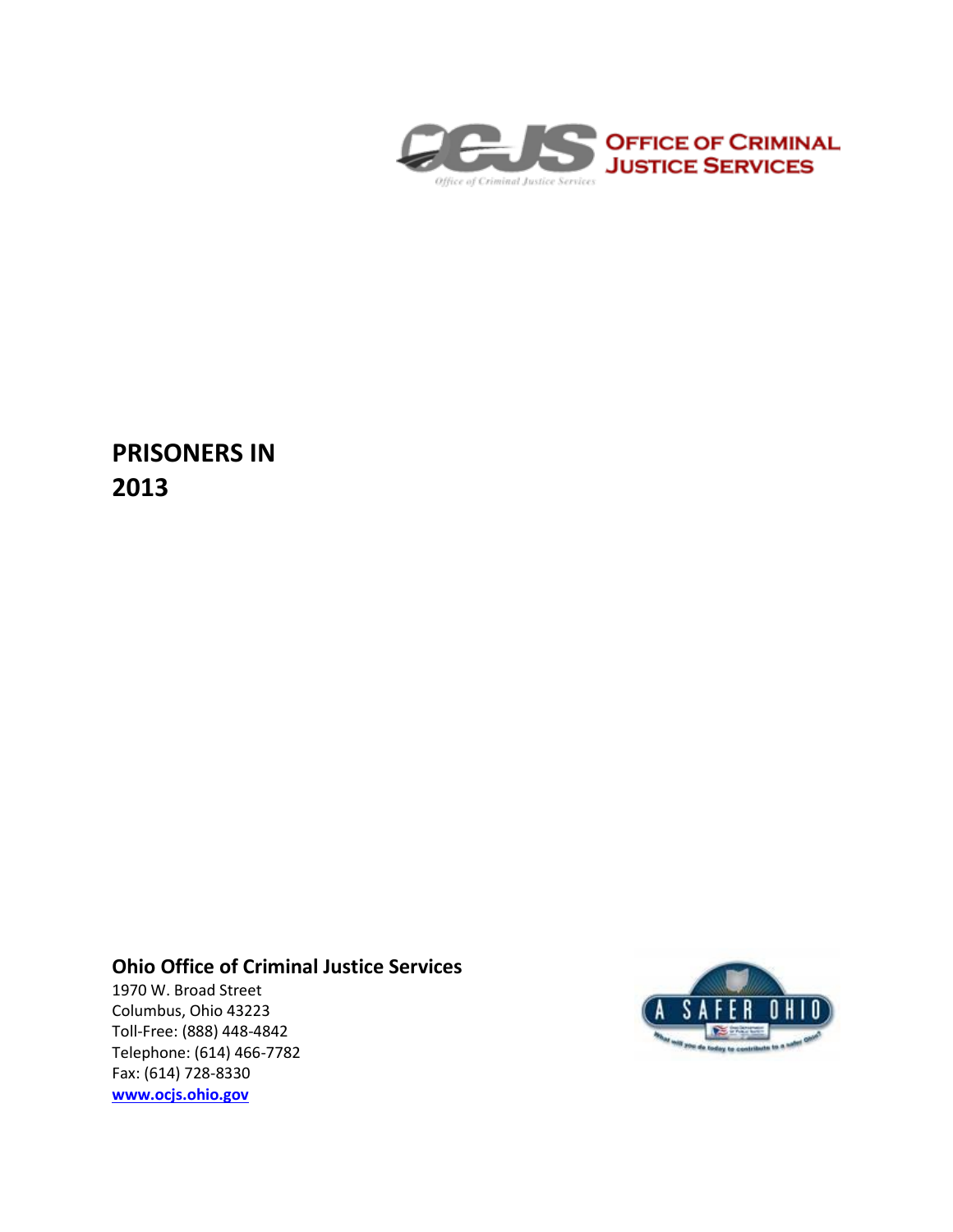OFFICE OF CRIMINAL JUSTICE SERVICES

# PRISONERS IN 2013

**Ohio Office of Criminal Justice Services**
1970 W. Broad Street
Columbus, Ohio 43223
Toll-Free: (888) 448-4842
Telephone: (614) 466-7782
Fax: (614) 728-8330
[www.ocjs.ohio.gov](www.ocjs.ohio.gov)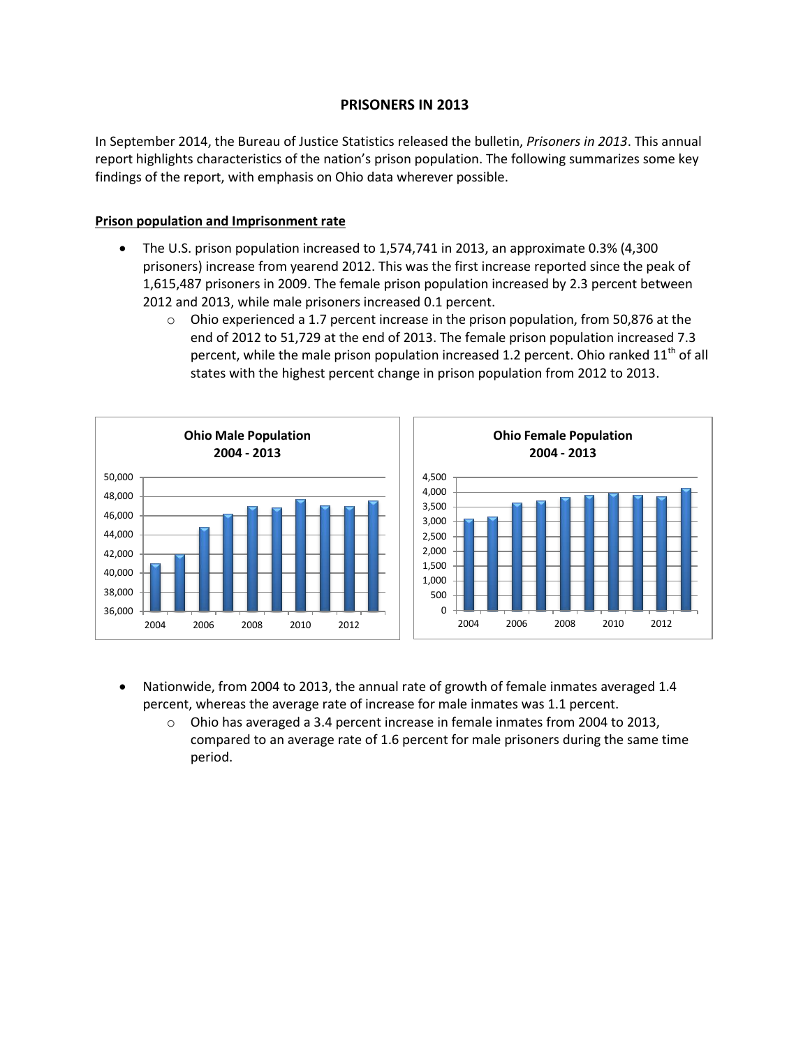# PRISONERS IN 2013

In September 2014, the Bureau of Justice Statistics released the bulletin, *Prisoners in 2013*. This annual report highlights characteristics of the nation's prison population. The following summarizes some key findings of the report, with emphasis on Ohio data wherever possible.

## Prison population and Imprisonment rate

- The U.S. prison population increased to 1,574,741 in 2013, an approximate 0.3% (4,300 prisoners) increase from yearend 2012. This was the first increase reported since the peak of 1,615,487 prisoners in 2009. The female prison population increased by 2.3 percent between 2012 and 2013, while male prisoners increased 0.1 percent.
    - Ohio experienced a 1.7 percent increase in the prison population, from 50,876 at the end of 2012 to 51,729 at the end of 2013. The female prison population increased 7.3 percent, while the male prison population increased 1.2 percent. Ohio ranked 11th of all states with the highest percent change in prison population from 2012 to 2013.

**Ohio Male Population 2004 - 2013**

**Ohio Female Population 2004 - 2013**

- Nationwide, from 2004 to 2013, the annual rate of growth of female inmates averaged 1.4 percent, whereas the average rate of increase for male inmates was 1.1 percent.
    - Ohio has averaged a 3.4 percent increase in female inmates from 2004 to 2013, compared to an average rate of 1.6 percent for male prisoners during the same time period.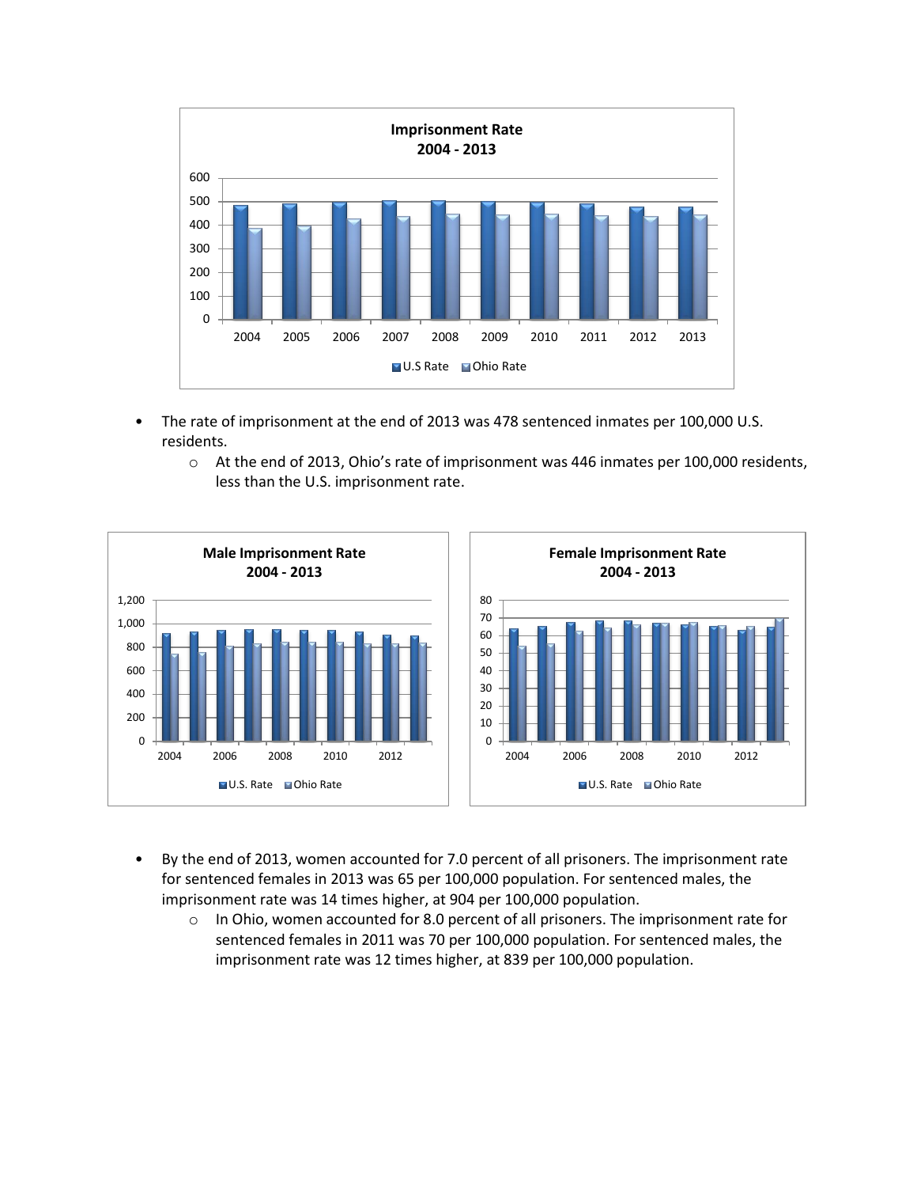**Imprisonment Rate**
**2004 - 2013**

600
500
400
300
200
100
0

2004 2005 2006 2007 2008 2009 2010 2011 2012 2013

U.S Rate    Ohio Rate

- The rate of imprisonment at the end of 2013 was 478 sentenced inmates per 100,000 U.S. residents.
  - At the end of 2013, Ohio's rate of imprisonment was 446 inmates per 100,000 residents, less than the U.S. imprisonment rate.

**Male Imprisonment Rate**
**2004 - 2013**

1,200
1,000
800
600
400
200
0

2004 2006 2008 2010 2012

U.S. Rate    Ohio Rate

**Female Imprisonment Rate**
**2004 - 2013**

80
70
60
50
40
30
20
10
0

2004 2006 2008 2010 2012

U.S. Rate    Ohio Rate

- By the end of 2013, women accounted for 7.0 percent of all prisoners. The imprisonment rate for sentenced females in 2013 was 65 per 100,000 population. For sentenced males, the imprisonment rate was 14 times higher, at 904 per 100,000 population.
  - In Ohio, women accounted for 8.0 percent of all prisoners. The imprisonment rate for sentenced females in 2011 was 70 per 100,000 population. For sentenced males, the imprisonment rate was 12 times higher, at 839 per 100,000 population.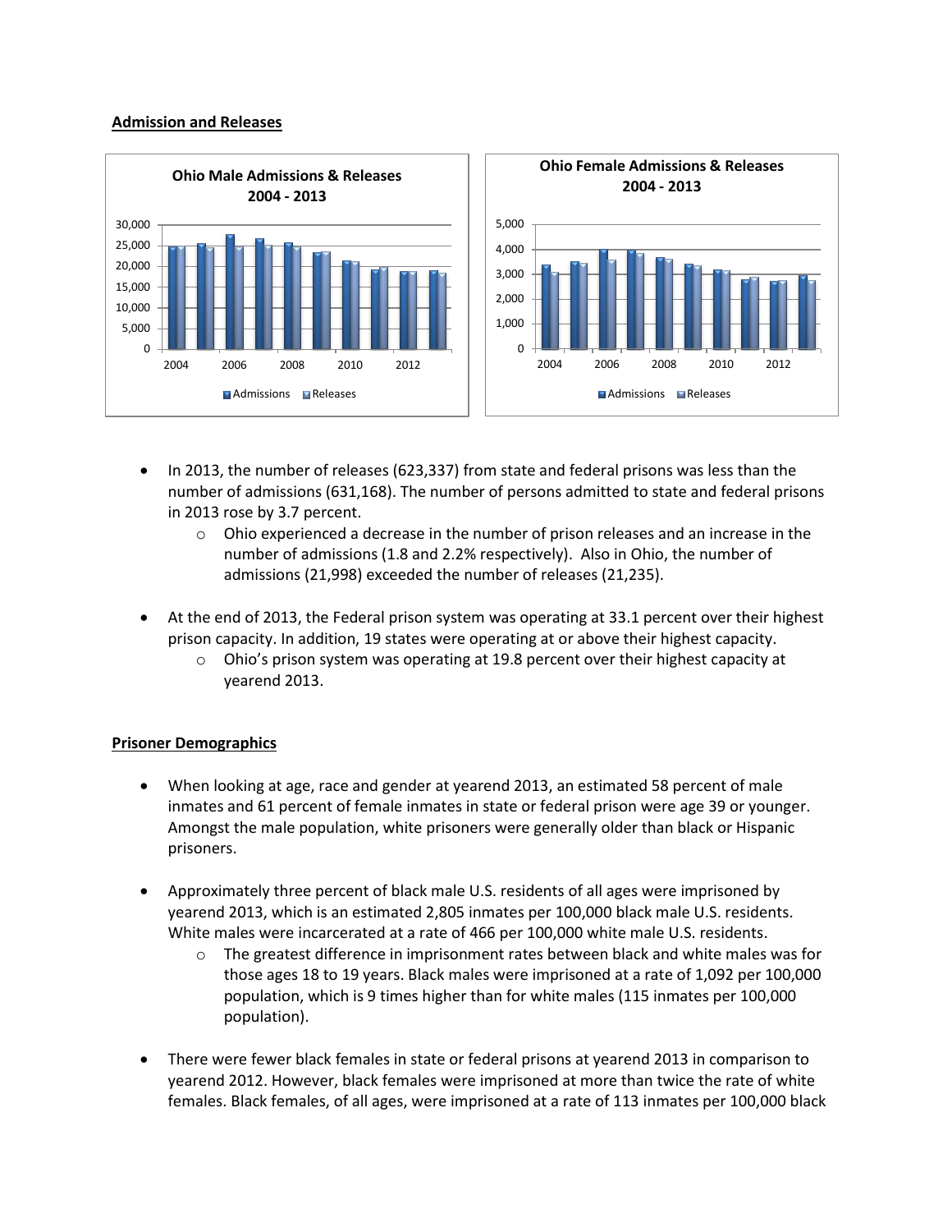**Admission and Releases**

- In 2013, the number of releases (623,337) from state and federal prisons was less than the number of admissions (631,168). The number of persons admitted to state and federal prisons in 2013 rose by 3.7 percent.
    - Ohio experienced a decrease in the number of prison releases and an increase in the number of admissions (1.8 and 2.2% respectively). Also in Ohio, the number of admissions (21,998) exceeded the number of releases (21,235).
- At the end of 2013, the Federal prison system was operating at 33.1 percent over their highest prison capacity. In addition, 19 states were operating at or above their highest capacity.
    - Ohio's prison system was operating at 19.8 percent over their highest capacity at yearend 2013.

**Prisoner Demographics**

- When looking at age, race and gender at yearend 2013, an estimated 58 percent of male inmates and 61 percent of female inmates in state or federal prison were age 39 or younger. Amongst the male population, white prisoners were generally older than black or Hispanic prisoners.
- Approximately three percent of black male U.S. residents of all ages were imprisoned by yearend 2013, which is an estimated 2,805 inmates per 100,000 black male U.S. residents. White males were incarcerated at a rate of 466 per 100,000 white male U.S. residents.
    - The greatest difference in imprisonment rates between black and white males was for those ages 18 to 19 years. Black males were imprisoned at a rate of 1,092 per 100,000 population, which is 9 times higher than for white males (115 inmates per 100,000 population).
- There were fewer black females in state or federal prisons at yearend 2013 in comparison to yearend 2012. However, black females were imprisoned at more than twice the rate of white females. Black females, of all ages, were imprisoned at a rate of 113 inmates per 100,000 black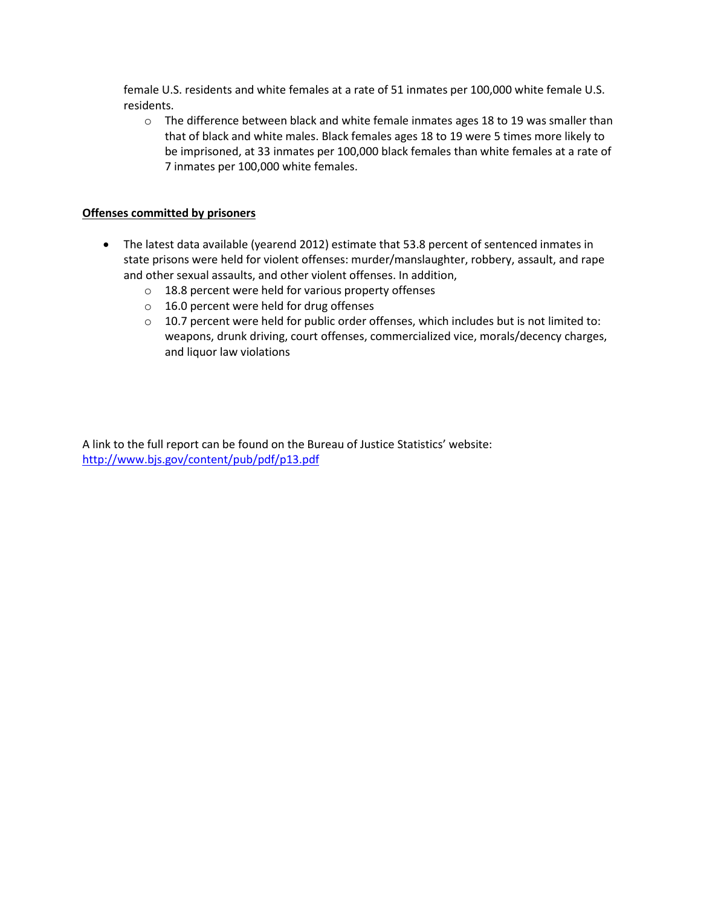female U.S. residents and white females at a rate of 51 inmates per 100,000 white female U.S. residents.

  - The difference between black and white female inmates ages 18 to 19 was smaller than that of black and white males. Black females ages 18 to 19 were 5 times more likely to be imprisoned, at 33 inmates per 100,000 black females than white females at a rate of 7 inmates per 100,000 white females.

**<u>Offenses committed by prisoners</u>**

- The latest data available (yearend 2012) estimate that 53.8 percent of sentenced inmates in state prisons were held for violent offenses: murder/manslaughter, robbery, assault, and rape and other sexual assaults, and other violent offenses. In addition,
  - 18.8 percent were held for various property offenses
  - 16.0 percent were held for drug offenses
  - 10.7 percent were held for public order offenses, which includes but is not limited to: weapons, drunk driving, court offenses, commercialized vice, morals/decency charges, and liquor law violations

A link to the full report can be found on the Bureau of Justice Statistics' website:
http://www.bjs.gov/content/pub/pdf/p13.pdf